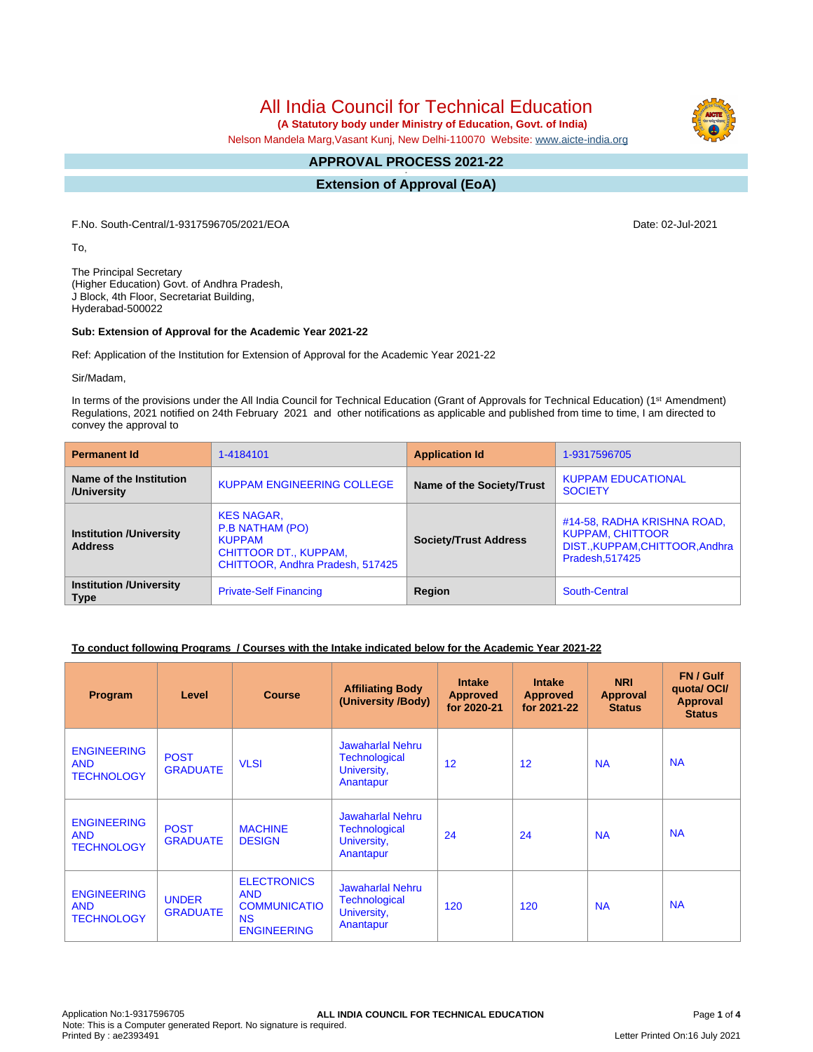# All India Council for Technical Education

**(A Statutory body under Ministry of Education, Govt. of India)**

Nelson Mandela Marg,Vasant Kunj, New Delhi-110070 Website: www.aicte-india.org

## APPROVAL PROCESS 2021-22

## Extension of Approval (EoA)

F.No. South-Central/1-9317596705/2021/EOA

Date: 02-Jul-2021

To,

The Principal Secretary
(Higher Education) Govt. of Andhra Pradesh,
J Block, 4th Floor, Secretariat Building,
Hyderabad-500022

**Sub: Extension of Approval for the Academic Year 2021-22**

Ref: Application of the Institution for Extension of Approval for the Academic Year 2021-22

Sir/Madam,

In terms of the provisions under the All India Council for Technical Education (Grant of Approvals for Technical Education) (1st Amendment) Regulations, 2021 notified on 24th February 2021 and other notifications as applicable and published from time to time, I am directed to convey the approval to

| **Permanent Id** | 1-4184101 | **Application Id** | 1-9317596705 |
|---|---|---|---|
| **Name of the Institution /University** | KUPPAM ENGINEERING COLLEGE | **Name of the Society/Trust** | KUPPAM EDUCATIONAL SOCIETY |
| **Institution /University Address** | KES NAGAR, P.B NATHAM (PO) KUPPAM CHITTOOR DT., KUPPAM, CHITTOOR, Andhra Pradesh, 517425 | **Society/Trust Address** | #14-58, RADHA KRISHNA ROAD, KUPPAM, CHITTOOR DIST.,KUPPAM,CHITTOOR,Andhra Pradesh,517425 |
| **Institution /University Type** | Private-Self Financing | **Region** | South-Central |

**To conduct following Programs / Courses with the Intake indicated below for the Academic Year 2021-22**

| Program | Level | Course | Affiliating Body (University /Body) | Intake Approved for 2020-21 | Intake Approved for 2021-22 | NRI Approval Status | FN / Gulf quota/ OCI/ Approval Status |
|---|---|---|---|---|---|---|---|
| ENGINEERING AND TECHNOLOGY | POST GRADUATE | VLSI | Jawaharlal Nehru Technological University, Anantapur | 12 | 12 | NA | NA |
| ENGINEERING AND TECHNOLOGY | POST GRADUATE | MACHINE DESIGN | Jawaharlal Nehru Technological University, Anantapur | 24 | 24 | NA | NA |
| ENGINEERING AND TECHNOLOGY | UNDER GRADUATE | ELECTRONICS AND COMMUNICATIONS ENGINEERING | Jawaharlal Nehru Technological University, Anantapur | 120 | 120 | NA | NA |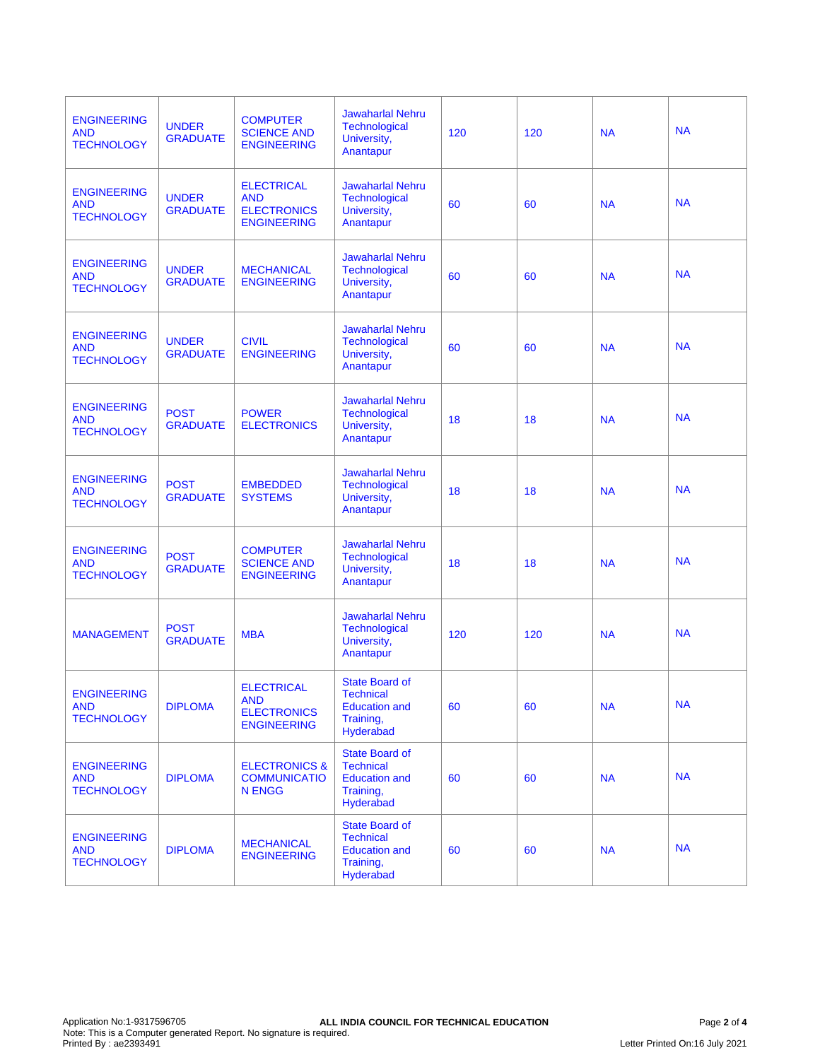| | | | | | | | |
|---|---|---|---|---|---|---|---|
| ENGINEERING AND TECHNOLOGY | UNDER GRADUATE | COMPUTER SCIENCE AND ENGINEERING | Jawaharlal Nehru Technological University, Anantapur | 120 | 120 | NA | NA |
| ENGINEERING AND TECHNOLOGY | UNDER GRADUATE | ELECTRICAL AND ELECTRONICS ENGINEERING | Jawaharlal Nehru Technological University, Anantapur | 60 | 60 | NA | NA |
| ENGINEERING AND TECHNOLOGY | UNDER GRADUATE | MECHANICAL ENGINEERING | Jawaharlal Nehru Technological University, Anantapur | 60 | 60 | NA | NA |
| ENGINEERING AND TECHNOLOGY | UNDER GRADUATE | CIVIL ENGINEERING | Jawaharlal Nehru Technological University, Anantapur | 60 | 60 | NA | NA |
| ENGINEERING AND TECHNOLOGY | POST GRADUATE | POWER ELECTRONICS | Jawaharlal Nehru Technological University, Anantapur | 18 | 18 | NA | NA |
| ENGINEERING AND TECHNOLOGY | POST GRADUATE | EMBEDDED SYSTEMS | Jawaharlal Nehru Technological University, Anantapur | 18 | 18 | NA | NA |
| ENGINEERING AND TECHNOLOGY | POST GRADUATE | COMPUTER SCIENCE AND ENGINEERING | Jawaharlal Nehru Technological University, Anantapur | 18 | 18 | NA | NA |
| MANAGEMENT | POST GRADUATE | MBA | Jawaharlal Nehru Technological University, Anantapur | 120 | 120 | NA | NA |
| ENGINEERING AND TECHNOLOGY | DIPLOMA | ELECTRICAL AND ELECTRONICS ENGINEERING | State Board of Technical Education and Training, Hyderabad | 60 | 60 | NA | NA |
| ENGINEERING AND TECHNOLOGY | DIPLOMA | ELECTRONICS & COMMUNICATION ENGG | State Board of Technical Education and Training, Hyderabad | 60 | 60 | NA | NA |
| ENGINEERING AND TECHNOLOGY | DIPLOMA | MECHANICAL ENGINEERING | State Board of Technical Education and Training, Hyderabad | 60 | 60 | NA | NA |

Application No:1-9317596705
Note: This is a Computer generated Report. No signature is required.
Printed By : ae2393491

ALL INDIA COUNCIL FOR TECHNICAL EDUCATION

Letter Printed On:16 July 2021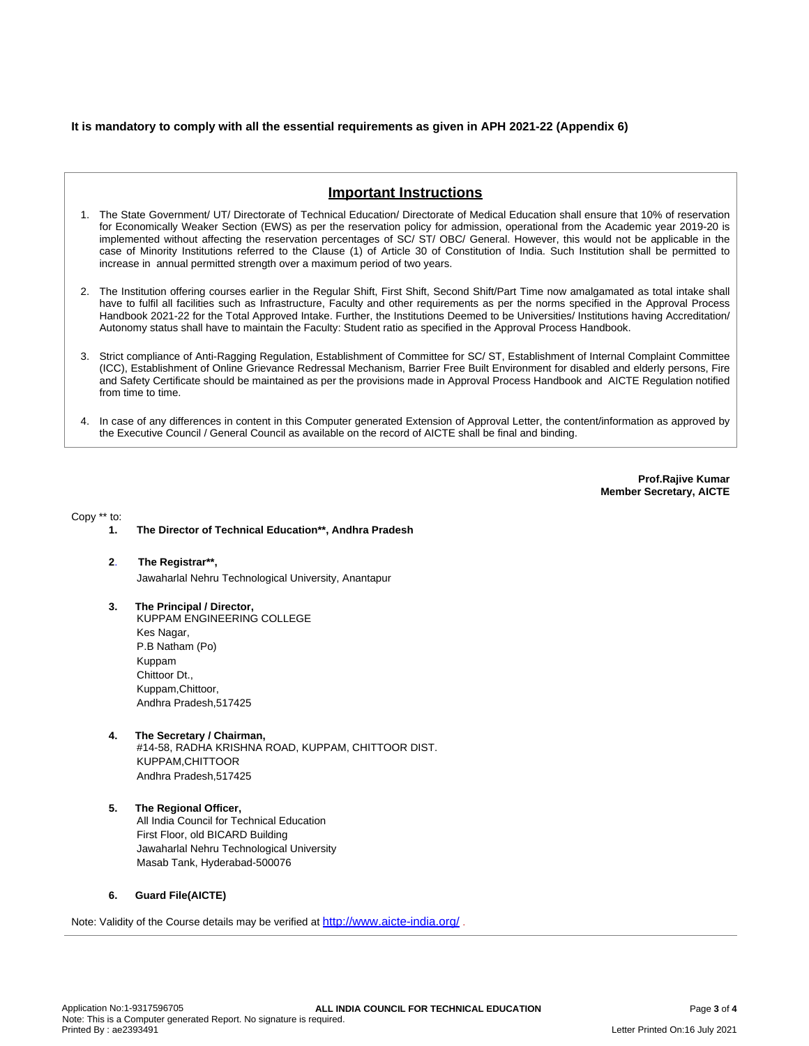**It is mandatory to comply with all the essential requirements as given in APH 2021-22 (Appendix 6)**

## Important Instructions

1. The State Government/ UT/ Directorate of Technical Education/ Directorate of Medical Education shall ensure that 10% of reservation for Economically Weaker Section (EWS) as per the reservation policy for admission, operational from the Academic year 2019-20 is implemented without affecting the reservation percentages of SC/ ST/ OBC/ General. However, this would not be applicable in the case of Minority Institutions referred to the Clause (1) of Article 30 of Constitution of India. Such Institution shall be permitted to increase in annual permitted strength over a maximum period of two years.

2. The Institution offering courses earlier in the Regular Shift, First Shift, Second Shift/Part Time now amalgamated as total intake shall have to fulfil all facilities such as Infrastructure, Faculty and other requirements as per the norms specified in the Approval Process Handbook 2021-22 for the Total Approved Intake. Further, the Institutions Deemed to be Universities/ Institutions having Accreditation/ Autonomy status shall have to maintain the Faculty: Student ratio as specified in the Approval Process Handbook.

3. Strict compliance of Anti-Ragging Regulation, Establishment of Committee for SC/ ST, Establishment of Internal Complaint Committee (ICC), Establishment of Online Grievance Redressal Mechanism, Barrier Free Built Environment for disabled and elderly persons, Fire and Safety Certificate should be maintained as per the provisions made in Approval Process Handbook and AICTE Regulation notified from time to time.

4. In case of any differences in content in this Computer generated Extension of Approval Letter, the content/information as approved by the Executive Council / General Council as available on the record of AICTE shall be final and binding.

**Prof.Rajive Kumar**
**Member Secretary, AICTE**

Copy ** to:

1. **The Director of Technical Education**, Andhra Pradesh**

2. **The Registrar**,**
   Jawaharlal Nehru Technological University, Anantapur

3. **The Principal / Director,**
   KUPPAM ENGINEERING COLLEGE
   Kes Nagar,
   P.B Natham (Po)
   Kuppam
   Chittoor Dt.,
   Kuppam,Chittoor,
   Andhra Pradesh,517425

4. **The Secretary / Chairman,**
   #14-58, RADHA KRISHNA ROAD, KUPPAM, CHITTOOR DIST.
   KUPPAM,CHITTOOR
   Andhra Pradesh,517425

5. **The Regional Officer,**
   All India Council for Technical Education
   First Floor, old BICARD Building
   Jawaharlal Nehru Technological University
   Masab Tank, Hyderabad-500076

6. **Guard File(AICTE)**

Note: Validity of the Course details may be verified at http://www.aicte-india.org/ .

Application No:1-9317596705
Note: This is a Computer generated Report. No signature is required.
Printed By : ae2393491
Letter Printed On:16 July 2021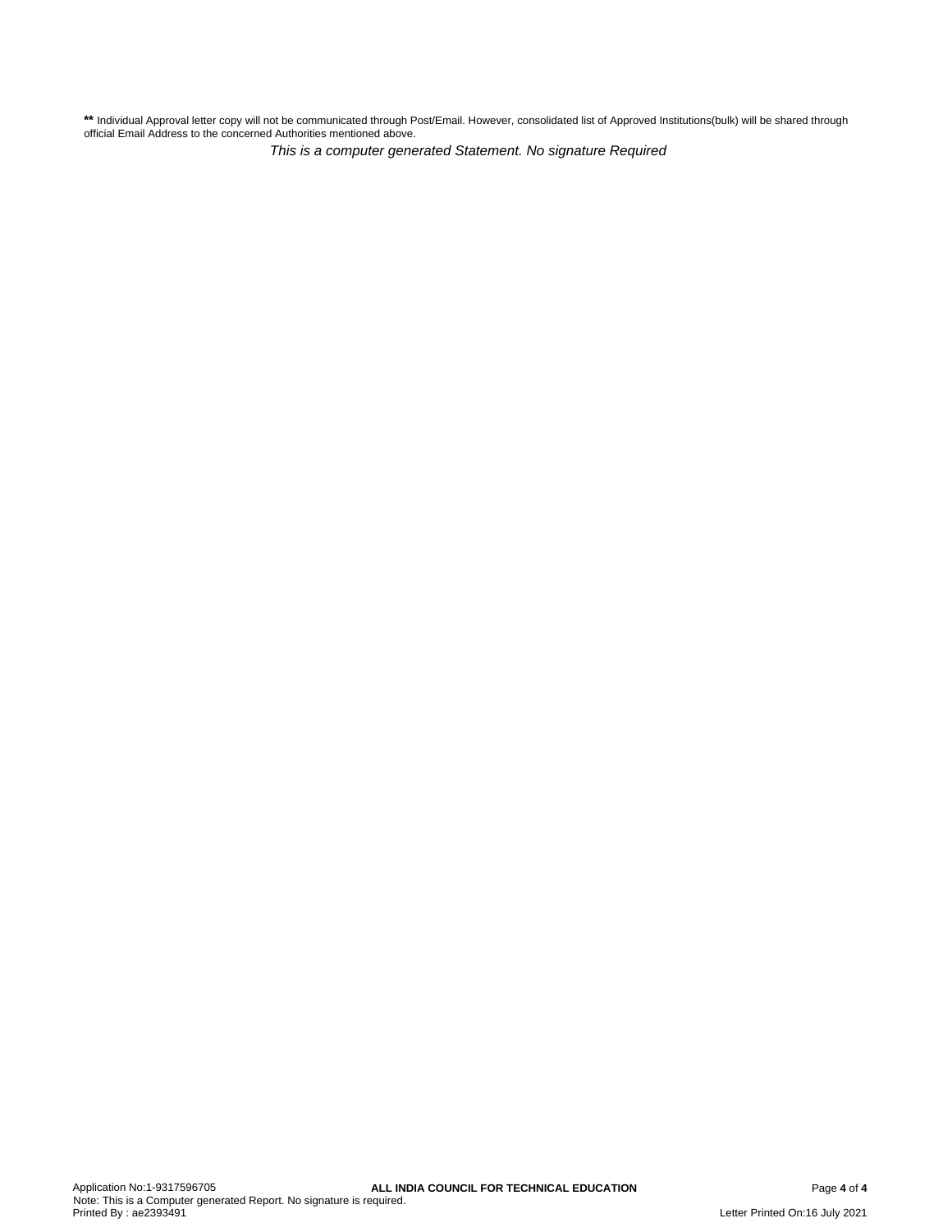**\*\*** Individual Approval letter copy will not be communicated through Post/Email. However, consolidated list of Approved Institutions(bulk) will be shared through official Email Address to the concerned Authorities mentioned above.

*This is a computer generated Statement. No signature Required*